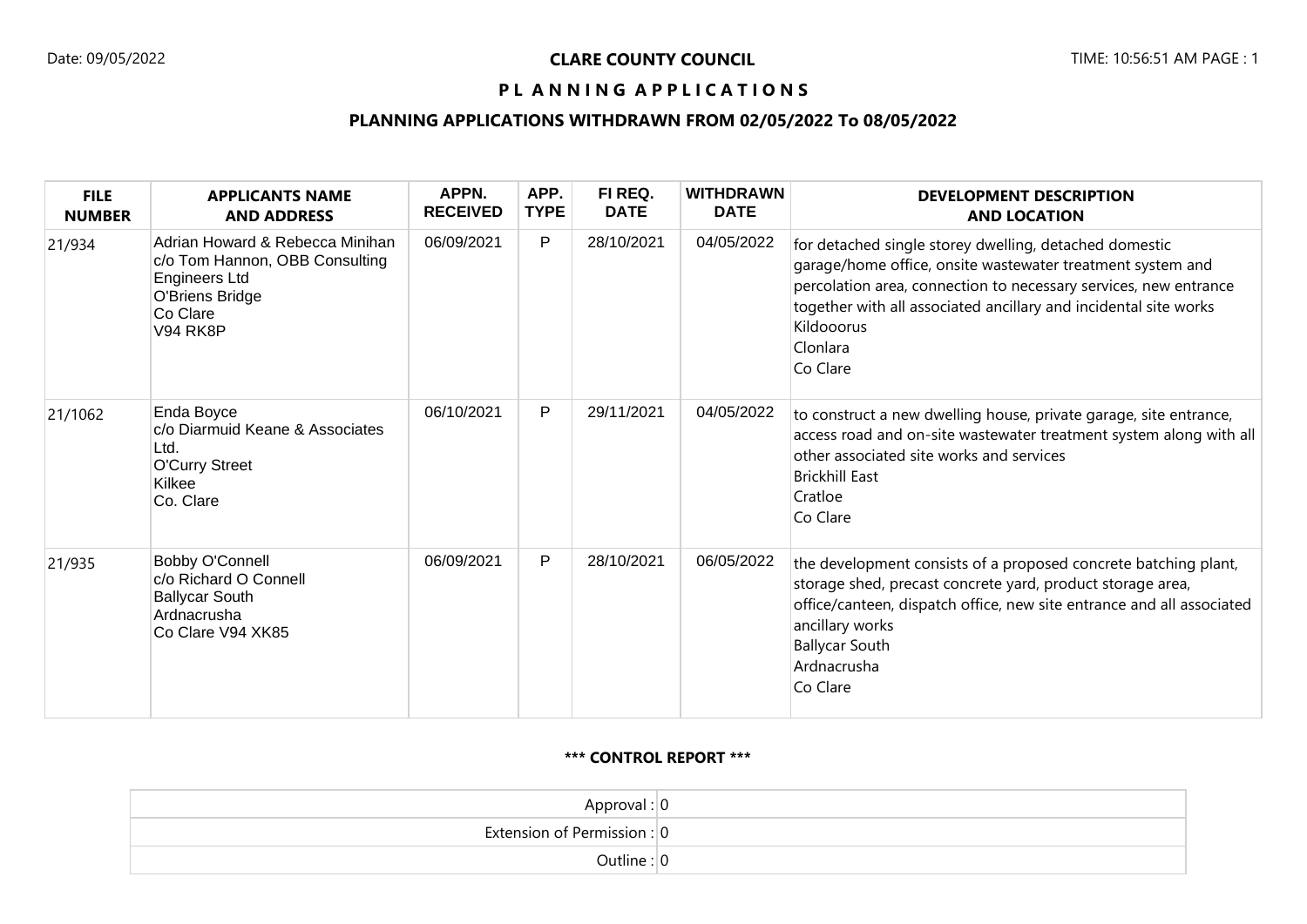Date: 09/05/2022

**CLARE COUNTY COUNCIL**

TIME: 10:56:51 AM

# P L A N N I N G  A P P L I C A T I O N S

## PLANNING APPLICATIONS WITHDRAWN FROM 02/05/2022 To 08/05/2022

| FILE NUMBER | APPLICANTS NAME AND ADDRESS | APPN. RECEIVED | APP. TYPE | FI REQ. DATE | WITHDRAWN DATE | DEVELOPMENT DESCRIPTION AND LOCATION |
|---|---|---|---|---|---|---|
| 21/934 | Adrian Howard & Rebecca Minihan c/o Tom Hannon, OBB Consulting Engineers Ltd O'Briens Bridge Co Clare V94 RK8P | 06/09/2021 | P | 28/10/2021 | 04/05/2022 | for detached single storey dwelling, detached domestic garage/home office, onsite wastewater treatment system and percolation area, connection to necessary services, new entrance together with all associated ancillary and incidental site works Kildooorus Clonlara Co Clare |
| 21/1062 | Enda Boyce c/o Diarmuid Keane & Associates Ltd. O'Curry Street Kilkee Co. Clare | 06/10/2021 | P | 29/11/2021 | 04/05/2022 | to construct a new dwelling house, private garage, site entrance, access road and on-site wastewater treatment system along with all other associated site works and services Brickhill East Cratloe Co Clare |
| 21/935 | Bobby O'Connell c/o Richard O Connell Ballycar South Ardnacrusha Co Clare V94 XK85 | 06/09/2021 | P | 28/10/2021 | 06/05/2022 | the development consists of a proposed concrete batching plant, storage shed, precast concrete yard, product storage area, office/canteen, dispatch office, new site entrance and all associated ancillary works Ballycar South Ardnacrusha Co Clare |

**\*\*\* CONTROL REPORT \*\*\***

| | |
|---|---|
| Approval : | 0 |
| Extension of Permission : | 0 |
| Outline : | 0 |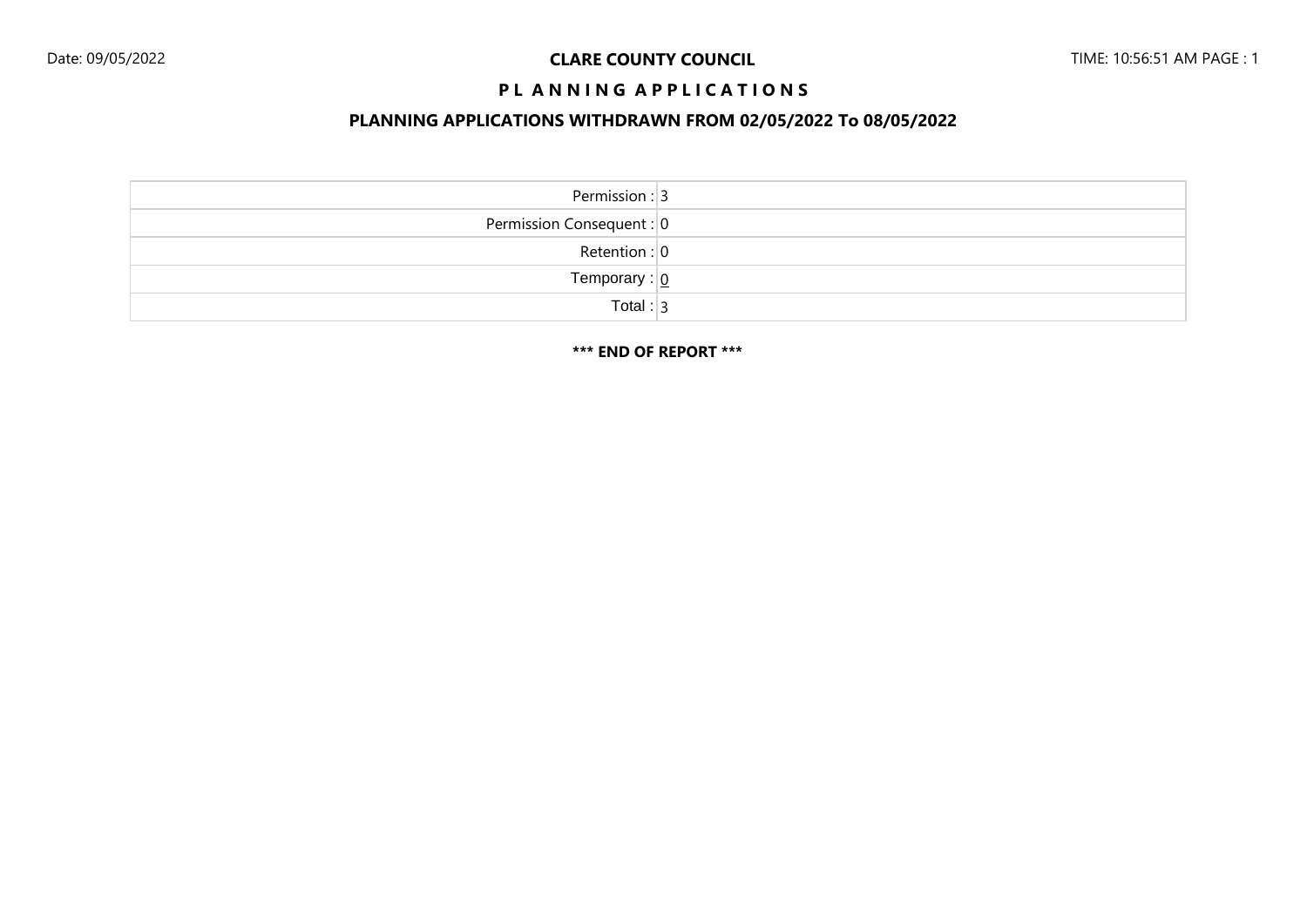Date: 09/05/2022

**CLARE COUNTY COUNCIL**

TIME: 10:56:51 AM PAGE : 1

**P L A N N I N G A P P L I C A T I O N S**

**PLANNING APPLICATIONS WITHDRAWN FROM 02/05/2022 To 08/05/2022**

| | |
|---|---|
| Permission : | 3 |
| Permission Consequent : | 0 |
| Retention : | 0 |
| Temporary : | 0 |
| Total : | 3 |

**\*\*\* END OF REPORT \*\*\***